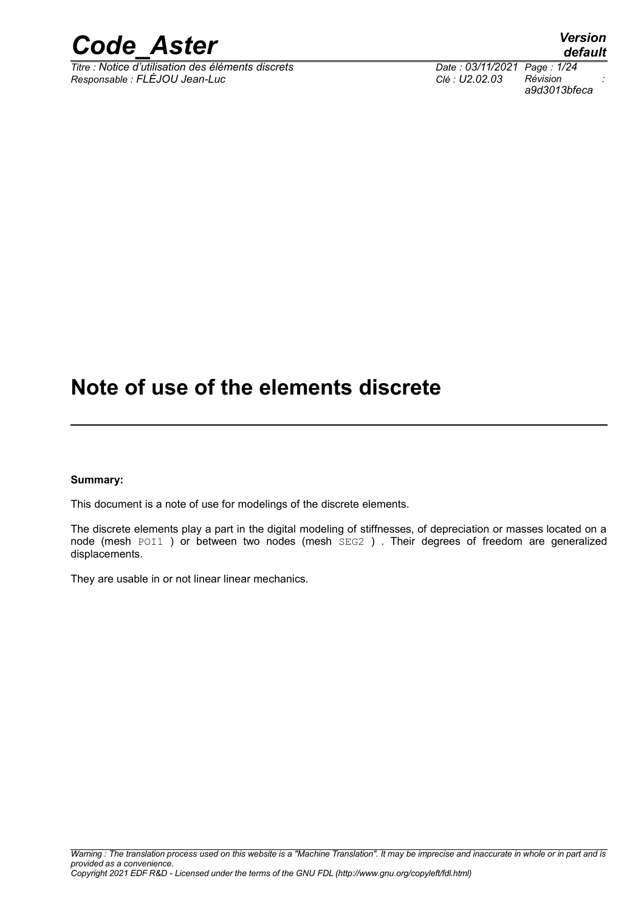# Note of use of the elements discrete

**Summary:**

This document is a note of use for modelings of the discrete elements.

The discrete elements play a part in the digital modeling of stiffnesses, of depreciation or masses located on a node (mesh POI1 ) or between two nodes (mesh SEG2 ) . Their degrees of freedom are generalized displacements.

They are usable in or not linear linear mechanics.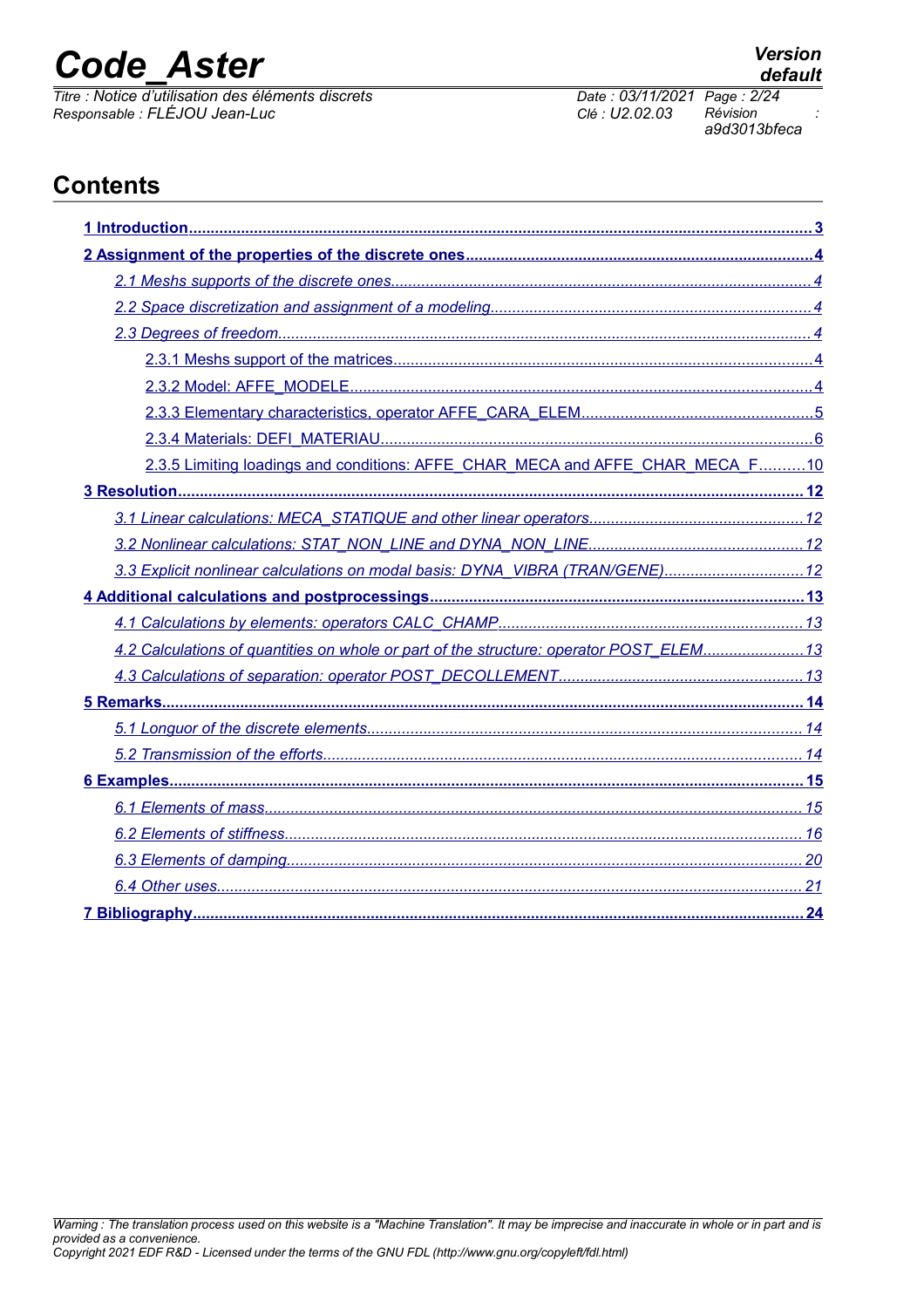# Contents

1 Introduction ........ 3

2 Assignment of the properties of the discrete ones ........ 4

- 2.1 Meshs supports of the discrete ones ........ 4
- 2.2 Space discretization and assignment of a modeling ........ 4
- 2.3 Degrees of freedom ........ 4
  - 2.3.1 Meshs support of the matrices ........ 4
  - 2.3.2 Model: AFFE_MODELE ........ 4
  - 2.3.3 Elementary characteristics, operator AFFE_CARA_ELEM ........ 5
  - 2.3.4 Materials: DEFI_MATERIAU ........ 6
  - 2.3.5 Limiting loadings and conditions: AFFE_CHAR_MECA and AFFE_CHAR_MECA_F ........ 10

3 Resolution ........ 12

- 3.1 Linear calculations: MECA_STATIQUE and other linear operators ........ 12
- 3.2 Nonlinear calculations: STAT_NON_LINE and DYNA_NON_LINE ........ 12
- 3.3 Explicit nonlinear calculations on modal basis: DYNA_VIBRA (TRAN/GENE) ........ 12

4 Additional calculations and postprocessings ........ 13

- 4.1 Calculations by elements: operators CALC_CHAMP ........ 13
- 4.2 Calculations of quantities on whole or part of the structure: operator POST_ELEM ........ 13
- 4.3 Calculations of separation: operator POST_DECOLLEMENT ........ 13

5 Remarks ........ 14

- 5.1 Longuor of the discrete elements ........ 14
- 5.2 Transmission of the efforts ........ 14

6 Examples ........ 15

- 6.1 Elements of mass ........ 15
- 6.2 Elements of stiffness ........ 16
- 6.3 Elements of damping ........ 20
- 6.4 Other uses ........ 21

7 Bibliography ........ 24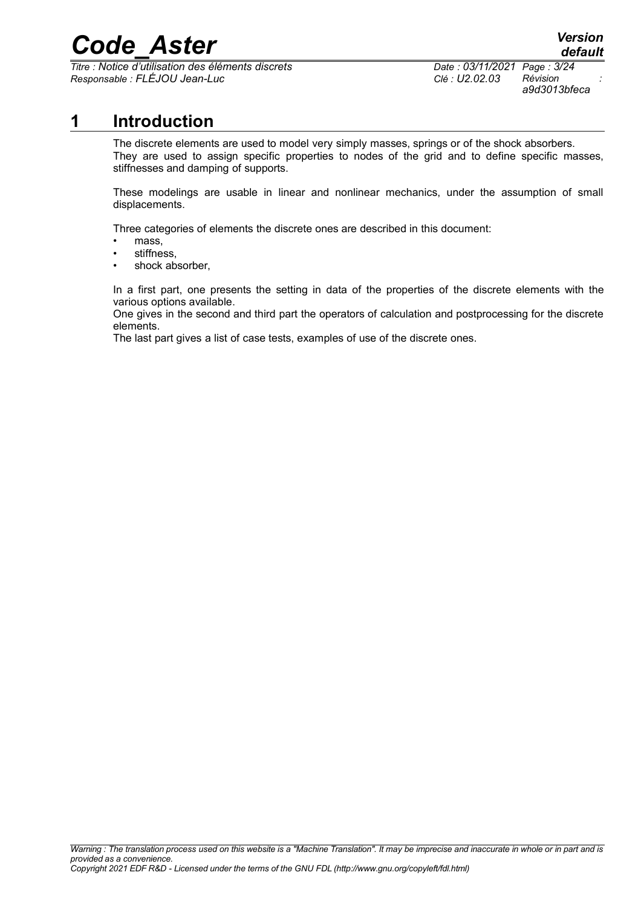# 1 Introduction

The discrete elements are used to model very simply masses, springs or of the shock absorbers. They are used to assign specific properties to nodes of the grid and to define specific masses, stiffnesses and damping of supports.

These modelings are usable in linear and nonlinear mechanics, under the assumption of small displacements.

Three categories of elements the discrete ones are described in this document:

- mass,
- stiffness,
- shock absorber,

In a first part, one presents the setting in data of the properties of the discrete elements with the various options available.

One gives in the second and third part the operators of calculation and postprocessing for the discrete elements.

The last part gives a list of case tests, examples of use of the discrete ones.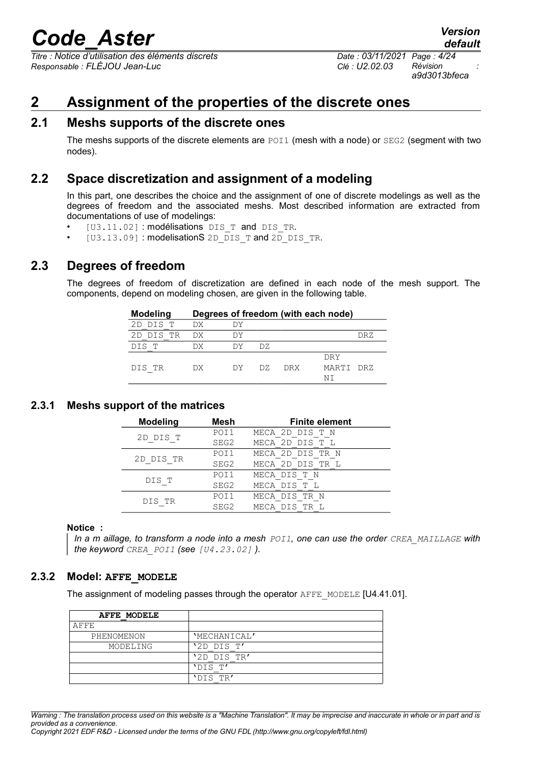# 2 Assignment of the properties of the discrete ones

## 2.1 Meshs supports of the discrete ones

The meshs supports of the discrete elements are POI1 (mesh with a node) or SEG2 (segment with two nodes).

## 2.2 Space discretization and assignment of a modeling

In this part, one describes the choice and the assignment of one of discrete modelings as well as the degrees of freedom and the associated meshs. Most described information are extracted from documentations of use of modelings:

- [U3.11.02] : modélisations DIS_T and DIS_TR.
- [U3.13.09] : modelisationS 2D_DIS_T and 2D_DIS_TR.

## 2.3 Degrees of freedom

The degrees of freedom of discretization are defined in each node of the mesh support. The components, depend on modeling chosen, are given in the following table.

| Modeling | Degrees of freedom (with each node) | | | | | |
|---|---|---|---|---|---|---|
| 2D_DIS_T | DX | DY | | | | |
| 2D_DIS_TR | DX | DY | | | | DRZ |
| DIS_T | DX | DY | DZ | | | |
| DIS_TR | DX | DY | DZ | DRX | DRY MARTINI | DRZ |

### 2.3.1 Meshs support of the matrices

| Modeling | Mesh | Finite element |
|---|---|---|
| 2D_DIS_T | POI1 | MECA_2D_DIS_T_N |
| | SEG2 | MECA_2D_DIS_T_L |
| 2D_DIS_TR | POI1 | MECA_2D_DIS_TR_N |
| | SEG2 | MECA_2D_DIS_TR_L |
| DIS_T | POI1 | MECA_DIS_T_N |
| | SEG2 | MECA_DIS_T_L |
| DIS_TR | POI1 | MECA_DIS_TR_N |
| | SEG2 | MECA_DIS_TR_L |

**Notice :**

*In a m aillage, to transform a node into a mesh POI1, one can use the order CREA_MAILLAGE with the keyword CREA_POI1 (see [U4.23.02] ).*

### 2.3.2 Model: AFFE_MODELE

The assignment of modeling passes through the operator AFFE_MODELE [U4.41.01].

| **AFFE_MODELE** | |
|---|---|
| AFFE | |
| PHENOMENON | 'MECHANICAL' |
| MODELING | '2D_DIS_T' |
| | '2D_DIS_TR' |
| | 'DIS_T' |
| | 'DIS_TR' |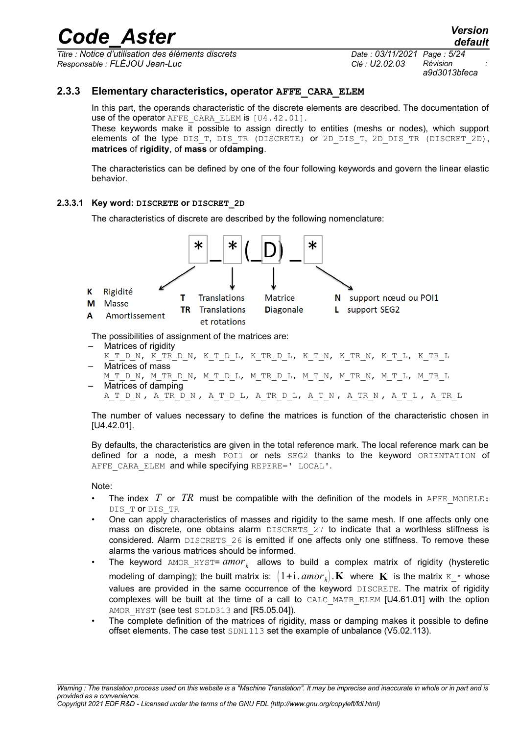### 2.3.3 Elementary characteristics, operator AFFE_CARA_ELEM

In this part, the operands characteristic of the discrete elements are described. The documentation of use of the operator AFFE_CARA_ELEM is [U4.42.01].
These keywords make it possible to assign directly to entities (meshs or nodes), which support elements of the type DIS_T, DIS_TR (DISCRETE) or 2D_DIS_T, 2D_DIS_TR (DISCRET_2D), **matrices** of **rigidity**, of **mass** or of**damping**.

The characteristics can be defined by one of the four following keywords and govern the linear elastic behavior.

#### 2.3.3.1 Key word: DISCRETE or DISCRET_2D

The characteristics of discrete are described by the following nomenclature:

```
 *  _  * ( _D ) _  *
```

- First `*`:
  - **K** Rigidité
  - **M** Masse
  - **A** Amortissement
- Second `*`:
  - **T** Translations
  - **TR** Translations et rotations
- `D`: Matrice Diagonale
- Last `*`:
  - **N** support nœud ou POI1
  - **L** support SEG2

The possibilities of assignment of the matrices are:

- Matrices of rigidity
  K_T_D_N, K_TR_D_N, K_T_D_L, K_TR_D_L, K_T_N, K_TR_N, K_T_L, K_TR_L
- Matrices of mass
  M_T_D_N, M_TR_D_N, M_T_D_L, M_TR_D_L, M_T_N, M_TR_N, M_T_L, M_TR_L
- Matrices of damping
  A_T_D_N, A_TR_D_N, A_T_D_L, A_TR_D_L, A_T_N, A_TR_N, A_T_L, A_TR_L

The number of values necessary to define the matrices is function of the characteristic chosen in [U4.42.01].

By defaults, the characteristics are given in the total reference mark. The local reference mark can be defined for a node, a mesh POI1 or nets SEG2 thanks to the keyword ORIENTATION of AFFE_CARA_ELEM and while specifying REPERE=' LOCAL'.

Note:

- The index $T$ or $TR$ must be compatible with the definition of the models in AFFE_MODELE: DIS_T or DIS_TR
- One can apply characteristics of masses and rigidity to the same mesh. If one affects only one mass on discrete, one obtains alarm DISCRETS_27 to indicate that a worthless stiffness is considered. Alarm DISCRETS_26 is emitted if one affects only one stiffness. To remove these alarms the various matrices should be informed.
- The keyword AMOR_HYST= $amor_h$ allows to build a complex matrix of rigidity (hysteretic modeling of damping); the built matrix is: $(1+\mathrm{i}.\,amor_h).\mathbf{K}$ where $\mathbf{K}$ is the matrix K_* whose values are provided in the same occurrence of the keyword DISCRETE. The matrix of rigidity complexes will be built at the time of a call to CALC_MATR_ELEM [U4.61.01] with the option AMOR_HYST (see test SDLD313 and [R5.05.04]).
- The complete definition of the matrices of rigidity, mass or damping makes it possible to define offset elements. The case test SDNL113 set the example of unbalance (V5.02.113).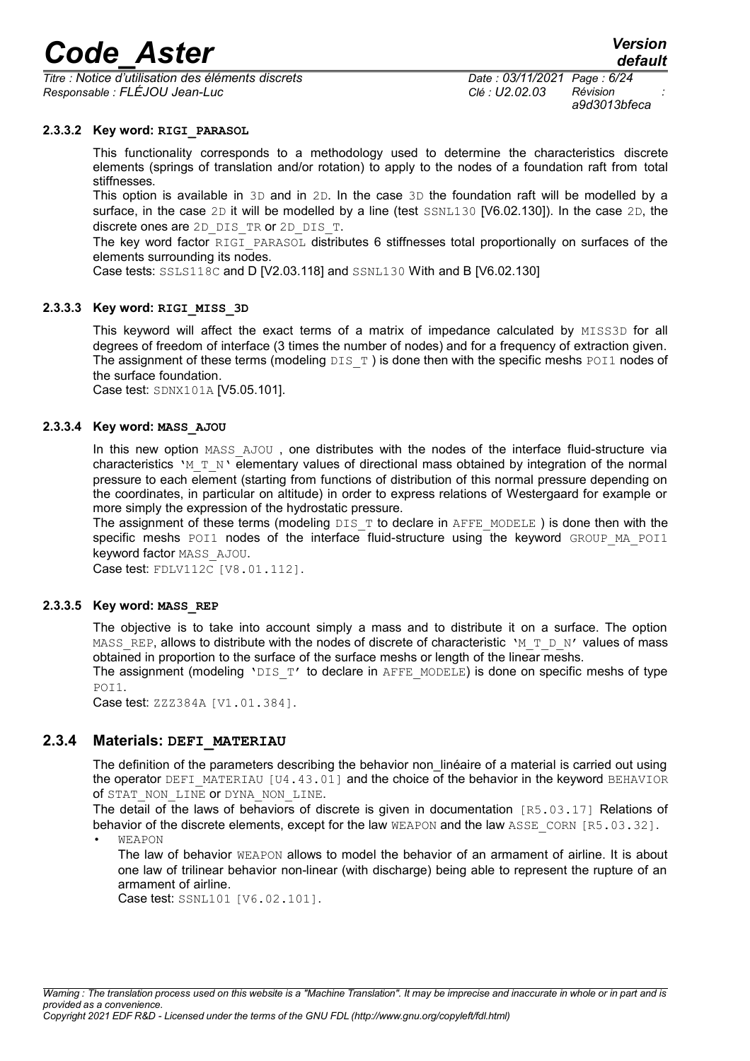#### 2.3.3.2 Key word: **RIGI_PARASOL**

This functionality corresponds to a methodology used to determine the characteristics discrete elements (springs of translation and/or rotation) to apply to the nodes of a foundation raft from total stiffnesses.

This option is available in 3D and in 2D. In the case 3D the foundation raft will be modelled by a surface, in the case 2D it will be modelled by a line (test SSNL130 [V6.02.130]). In the case 2D, the discrete ones are 2D_DIS_TR or 2D_DIS_T.

The key word factor RIGI_PARASOL distributes 6 stiffnesses total proportionally on surfaces of the elements surrounding its nodes.

Case tests: SSLS118C and D [V2.03.118] and SSNL130 With and B [V6.02.130]

#### 2.3.3.3 Key word: **RIGI_MISS_3D**

This keyword will affect the exact terms of a matrix of impedance calculated by MISS3D for all degrees of freedom of interface (3 times the number of nodes) and for a frequency of extraction given. The assignment of these terms (modeling DIS_T ) is done then with the specific meshs POI1 nodes of the surface foundation.

Case test: SDNX101A [V5.05.101].

#### 2.3.3.4 Key word: **MASS_AJOU**

In this new option MASS_AJOU , one distributes with the nodes of the interface fluid-structure via characteristics 'M_T_N' elementary values of directional mass obtained by integration of the normal pressure to each element (starting from functions of distribution of this normal pressure depending on the coordinates, in particular on altitude) in order to express relations of Westergaard for example or more simply the expression of the hydrostatic pressure.

The assignment of these terms (modeling DIS_T to declare in AFFE_MODELE ) is done then with the specific meshs POI1 nodes of the interface fluid-structure using the keyword GROUP_MA_POI1 keyword factor MASS_AJOU.

Case test: FDLV112C [V8.01.112].

#### 2.3.3.5 Key word: **MASS_REP**

The objective is to take into account simply a mass and to distribute it on a surface. The option MASS_REP, allows to distribute with the nodes of discrete of characteristic 'M_T_D_N' values of mass obtained in proportion to the surface of the surface meshs or length of the linear meshs.

The assignment (modeling 'DIS_T' to declare in AFFE_MODELE) is done on specific meshs of type POI1.

Case test: ZZZ384A [V1.01.384].

### 2.3.4 Materials: **DEFI_MATERIAU**

The definition of the parameters describing the behavior non_linéaire of a material is carried out using the operator DEFI_MATERIAU [U4.43.01] and the choice of the behavior in the keyword BEHAVIOR of STAT_NON_LINE or DYNA_NON_LINE.

The detail of the laws of behaviors of discrete is given in documentation [R5.03.17] Relations of behavior of the discrete elements, except for the law WEAPON and the law ASSE_CORN [R5.03.32].

- WEAPON

  The law of behavior WEAPON allows to model the behavior of an armament of airline. It is about one law of trilinear behavior non-linear (with discharge) being able to represent the rupture of an armament of airline.

  Case test: SSNL101 [V6.02.101].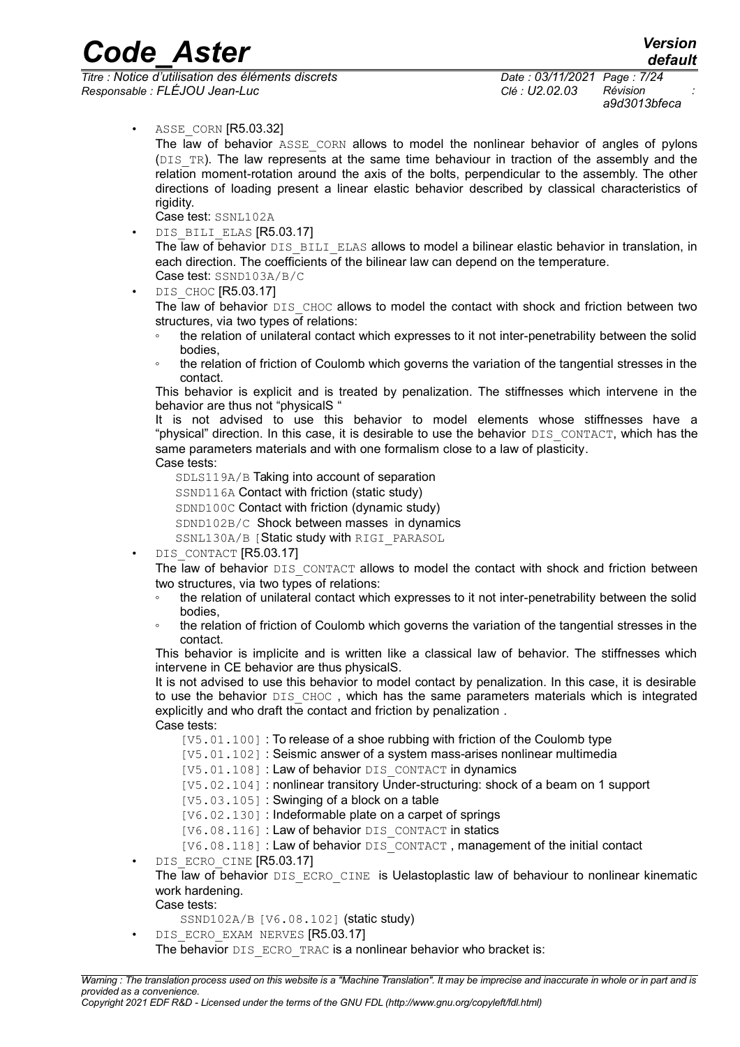- `ASSE_CORN` [R5.03.32]

  The law of behavior `ASSE_CORN` allows to model the nonlinear behavior of angles of pylons (`DIS_TR`). The law represents at the same time behaviour in traction of the assembly and the relation moment-rotation around the axis of the bolts, perpendicular to the assembly. The other directions of loading present a linear elastic behavior described by classical characteristics of rigidity.

  Case test: `SSNL102A`

- `DIS_BILI_ELAS` [R5.03.17]

  The law of behavior `DIS_BILI_ELAS` allows to model a bilinear elastic behavior in translation, in each direction. The coefficients of the bilinear law can depend on the temperature.

  Case test: `SSND103A/B/C`

- `DIS_CHOC` [R5.03.17]

  The law of behavior `DIS_CHOC` allows to model the contact with shock and friction between two structures, via two types of relations:

  - the relation of unilateral contact which expresses to it not inter-penetrability between the solid bodies,
  - the relation of friction of Coulomb which governs the variation of the tangential stresses in the contact.

  This behavior is explicit and is treated by penalization. The stiffnesses which intervene in the behavior are thus not "physicalS "

  It is not advised to use this behavior to model elements whose stiffnesses have a "physical" direction. In this case, it is desirable to use the behavior `DIS_CONTACT`, which has the same parameters materials and with one formalism close to a law of plasticity.

  Case tests:

  `SDLS119A/B` Taking into account of separation
  `SSND116A` Contact with friction (static study)
  `SDND100C` Contact with friction (dynamic study)
  `SDND102B/C` Shock between masses in dynamics
  `SSNL130A/B` [Static study with `RIGI_PARASOL`

- `DIS_CONTACT` [R5.03.17]

  The law of behavior `DIS_CONTACT` allows to model the contact with shock and friction between two structures, via two types of relations:

  - the relation of unilateral contact which expresses to it not inter-penetrability between the solid bodies,
  - the relation of friction of Coulomb which governs the variation of the tangential stresses in the contact.

  This behavior is implicite and is written like a classical law of behavior. The stiffnesses which intervene in CE behavior are thus physicalS.

  It is not advised to use this behavior to model contact by penalization. In this case, it is desirable to use the behavior `DIS_CHOC` , which has the same parameters materials which is integrated explicitly and who draft the contact and friction by penalization .

  Case tests:

  `[V5.01.100]` : To release of a shoe rubbing with friction of the Coulomb type
  `[V5.01.102]` : Seismic answer of a system mass-arises nonlinear multimedia
  `[V5.01.108]` : Law of behavior `DIS_CONTACT` in dynamics
  `[V5.02.104]` : nonlinear transitory Under-structuring: shock of a beam on 1 support
  `[V5.03.105]` : Swinging of a block on a table
  `[V6.02.130]` : Indeformable plate on a carpet of springs
  `[V6.08.116]` : Law of behavior `DIS_CONTACT` in statics
  `[V6.08.118]` : Law of behavior `DIS_CONTACT` , management of the initial contact

- `DIS_ECRO_CINE` [R5.03.17]

  The law of behavior `DIS_ECRO_CINE` is Uelastoplastic law of behaviour to nonlinear kinematic work hardening.

  Case tests:

  `SSND102A/B [V6.08.102]` (static study)

- `DIS_ECRO_EXAM NERVES` [R5.03.17]

  The behavior `DIS_ECRO_TRAC` is a nonlinear behavior who bracket is: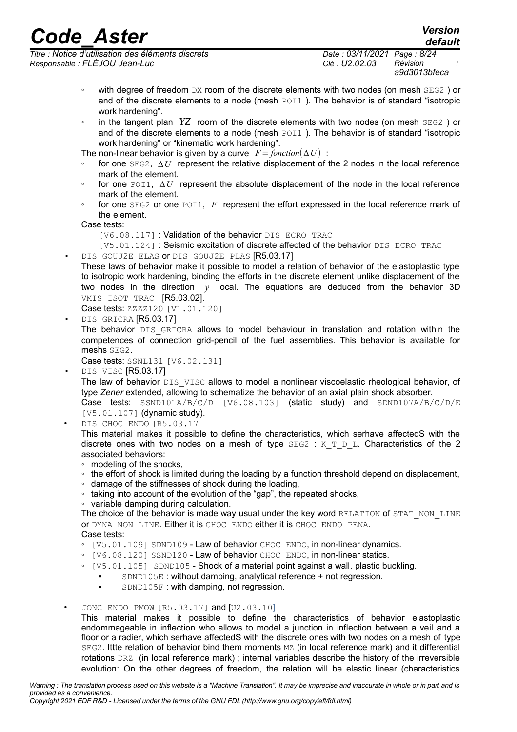- with degree of freedom DX room of the discrete elements with two nodes (on mesh SEG2 ) or and of the discrete elements to a node (mesh POI1 ). The behavior is of standard "isotropic work hardening".
- in the tangent plan $YZ$ room of the discrete elements with two nodes (on mesh SEG2 ) or and of the discrete elements to a node (mesh POI1 ). The behavior is of standard "isotropic work hardening" or "kinematic work hardening".

The non-linear behavior is given by a curve $F = fonction(\Delta U)$ :

- for one SEG2, $\Delta U$ represent the relative displacement of the 2 nodes in the local reference mark of the element.
- for one POI1, $\Delta U$ represent the absolute displacement of the node in the local reference mark of the element.
- for one SEG2 or one POI1, $F$ represent the effort expressed in the local reference mark of the element.

Case tests:

[V6.08.117] : Validation of the behavior DIS_ECRO_TRAC

[V5.01.124] : Seismic excitation of discrete affected of the behavior DIS_ECRO_TRAC

- DIS_GOUJ2E_ELAS or DIS_GOUJ2E_PLAS [R5.03.17]

These laws of behavior make it possible to model a relation of behavior of the elastoplastic type to isotropic work hardening, binding the efforts in the discrete element unlike displacement of the two nodes in the direction $y$ local. The equations are deduced from the behavior 3D VMIS_ISOT_TRAC [R5.03.02].

Case tests: ZZZZ120 [V1.01.120]

- DIS_GRICRA [R5.03.17]

The behavior DIS_GRICRA allows to model behaviour in translation and rotation within the competences of connection grid-pencil of the fuel assemblies. This behavior is available for meshs SEG2.

Case tests: SSNL131 [V6.02.131]

- DIS_VISC [R5.03.17]

The law of behavior DIS_VISC allows to model a nonlinear viscoelastic rheological behavior, of type *Zener* extended, allowing to schematize the behavior of an axial plain shock absorber.

Case tests: SSND101A/B/C/D [V6.08.103] (static study) and SDND107A/B/C/D/E [V5.01.107] (dynamic study).

- DIS_CHOC_ENDO [R5.03.17]

This material makes it possible to define the characteristics, which serhave affectedS with the discrete ones with two nodes on a mesh of type SEG2 : K_T_D_L. Characteristics of the 2 associated behaviors:

- modeling of the shocks,
- the effort of shock is limited during the loading by a function threshold depend on displacement,
- damage of the stiffnesses of shock during the loading,
- taking into account of the evolution of the "gap", the repeated shocks,
- variable damping during calculation.

The choice of the behavior is made way usual under the key word RELATION of STAT_NON_LINE or DYNA_NON_LINE. Either it is CHOC_ENDO either it is CHOC_ENDO_PENA.

Case tests:

- [V5.01.109] SDND109 - Law of behavior CHOC_ENDO, in non-linear dynamics.
- [V6.08.120] SSND120 - Law of behavior CHOC_ENDO, in non-linear statics.
- [V5.01.105] SDND105 - Shock of a material point against a wall, plastic buckling.
    - SDND105E : without damping, analytical reference + not regression.
    - SDND105F : with damping, not regression.

- JONC_ENDO_PMOW [R5.03.17] and [U2.03.10]

This material makes it possible to define the characteristics of behavior elastoplastic endommageable in inflection who allows to model a junction in inflection between a veil and a floor or a radier, which serhave affectedS with the discrete ones with two nodes on a mesh of type SEG2. Ittte relation of behavior bind them moments MZ (in local reference mark) and it differential rotations DRZ (in local reference mark) ; internal variables describe the history of the irreversible evolution: On the other degrees of freedom, the relation will be elastic linear (characteristics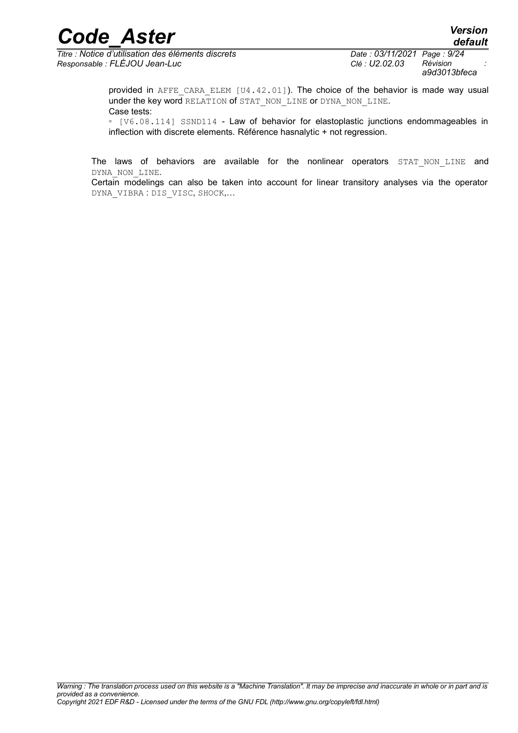provided in AFFE_CARA_ELEM [U4.42.01]). The choice of the behavior is made way usual under the key word RELATION of STAT_NON_LINE or DYNA_NON_LINE.
Case tests:

◦ [V6.08.114] SSND114 - Law of behavior for elastoplastic junctions endommageables in inflection with discrete elements. Référence hasnalytic + not regression.

The laws of behaviors are available for the nonlinear operators STAT_NON_LINE and DYNA_NON_LINE.
Certain modelings can also be taken into account for linear transitory analyses via the operator DYNA_VIBRA : DIS_VISC, SHOCK,…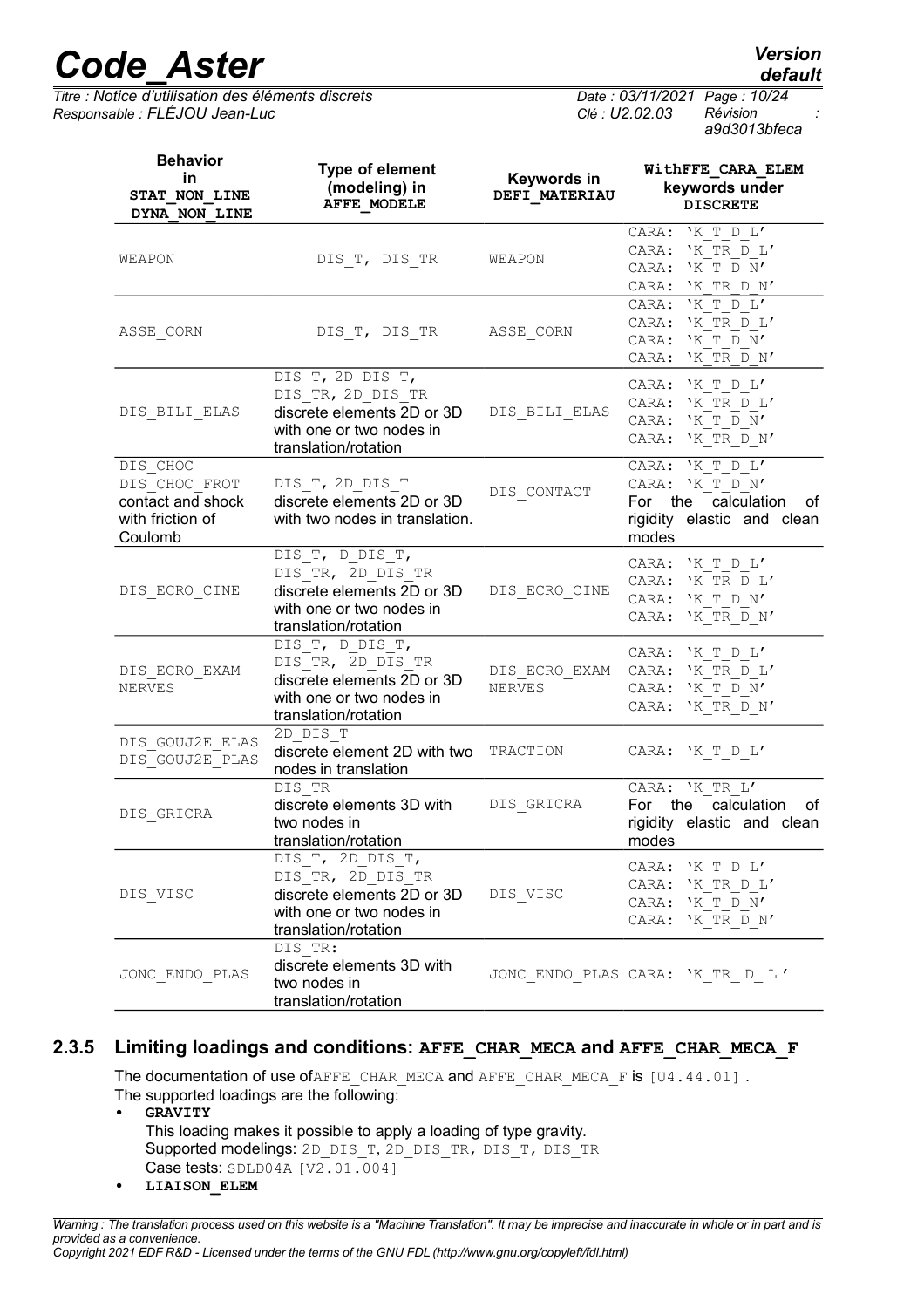| Behavior in STAT_NON_LINE DYNA_NON_LINE | Type of element (modeling) in AFFE_MODELE | Keywords in DEFI_MATERIAU | WithFFE_CARA_ELEM keywords under DISCRETE |
|---|---|---|---|
| WEAPON | DIS_T, DIS_TR | WEAPON | CARA: 'K_T_D_L' CARA: 'K_TR_D_L' CARA: 'K_T_D_N' CARA: 'K_TR_D_N' |
| ASSE_CORN | DIS_T, DIS_TR | ASSE_CORN | CARA: 'K_T_D_L' CARA: 'K_TR_D_L' CARA: 'K_T_D_N' CARA: 'K_TR_D_N' |
| DIS_BILI_ELAS | DIS_T, 2D_DIS_T, DIS_TR, 2D_DIS_TR discrete elements 2D or 3D with one or two nodes in translation/rotation | DIS_BILI_ELAS | CARA: 'K_T_D_L' CARA: 'K_TR_D_L' CARA: 'K_T_D_N' CARA: 'K_TR_D_N' |
| DIS_CHOC DIS_CHOC_FROT contact and shock with friction of Coulomb | DIS_T, 2D_DIS_T discrete elements 2D or 3D with two nodes in translation. | DIS_CONTACT | CARA: 'K_T_D_L' CARA: 'K_T_D_N' For the calculation of rigidity elastic and clean modes |
| DIS_ECRO_CINE | DIS_T, D_DIS_T, DIS_TR, 2D_DIS_TR discrete elements 2D or 3D with one or two nodes in translation/rotation | DIS_ECRO_CINE | CARA: 'K_T_D_L' CARA: 'K_TR_D_L' CARA: 'K_T_D_N' CARA: 'K_TR_D_N' |
| DIS_ECRO_EXAM NERVES | DIS_T, D_DIS_T, DIS_TR, 2D_DIS_TR discrete elements 2D or 3D with one or two nodes in translation/rotation | DIS_ECRO_EXAM NERVES | CARA: 'K_T_D_L' CARA: 'K_TR_D_L' CARA: 'K_T_D_N' CARA: 'K_TR_D_N' |
| DIS_GOUJ2E_ELAS DIS_GOUJ2E_PLAS | 2D_DIS_T discrete element 2D with two nodes in translation | TRACTION | CARA: 'K_T_D_L' |
| DIS_GRICRA | DIS_TR discrete elements 3D with two nodes in translation/rotation | DIS_GRICRA | CARA: 'K_TR_L' For the calculation of rigidity elastic and clean modes |
| DIS_VISC | DIS_T, 2D_DIS_T, DIS_TR, 2D_DIS_TR discrete elements 2D or 3D with one or two nodes in translation/rotation | DIS_VISC | CARA: 'K_T_D_L' CARA: 'K_TR_D_L' CARA: 'K_T_D_N' CARA: 'K_TR_D_N' |
| JONC_ENDO_PLAS | DIS_TR: discrete elements 3D with two nodes in translation/rotation | JONC_ENDO_PLAS | CARA: 'K_TR_ D_ L ' |

### 2.3.5 Limiting loadings and conditions: AFFE_CHAR_MECA and AFFE_CHAR_MECA_F

The documentation of use ofAFFE_CHAR_MECA and AFFE_CHAR_MECA_F is [U4.44.01] .
The supported loadings are the following:

- **GRAVITY**
  This loading makes it possible to apply a loading of type gravity.
  Supported modelings: 2D_DIS_T, 2D_DIS_TR, DIS_T, DIS_TR
  Case tests: SDLD04A [V2.01.004]
- **LIAISON_ELEM**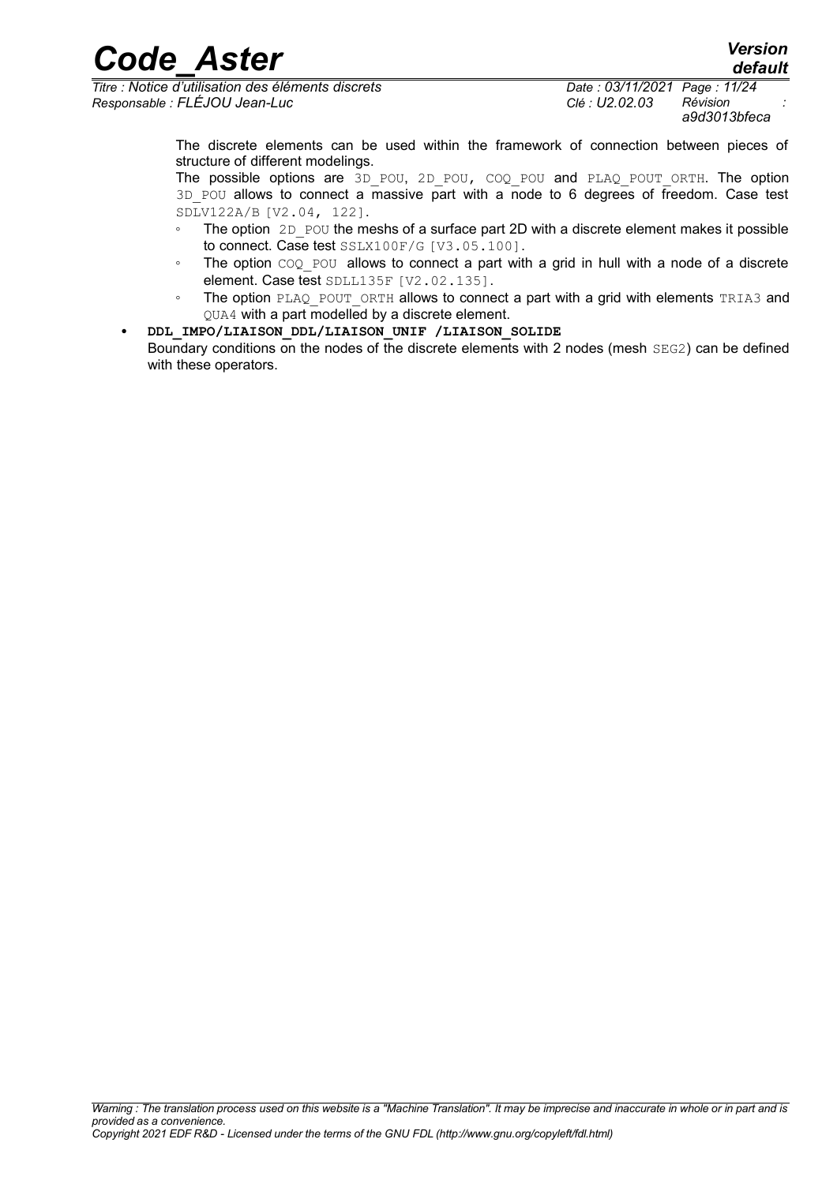The discrete elements can be used within the framework of connection between pieces of structure of different modelings.

The possible options are 3D_POU, 2D_POU, COQ_POU and PLAQ_POUT_ORTH. The option 3D_POU allows to connect a massive part with a node to 6 degrees of freedom. Case test SDLV122A/B [V2.04, 122].

- The option 2D_POU the meshs of a surface part 2D with a discrete element makes it possible to connect. Case test SSLX100F/G [V3.05.100].
- The option COQ_POU allows to connect a part with a grid in hull with a node of a discrete element. Case test SDLL135F [V2.02.135].
- The option PLAQ_POUT_ORTH allows to connect a part with a grid with elements TRIA3 and QUA4 with a part modelled by a discrete element.

- **DDL_IMPO/LIAISON_DDL/LIAISON_UNIF /LIAISON_SOLIDE**
  Boundary conditions on the nodes of the discrete elements with 2 nodes (mesh SEG2) can be defined with these operators.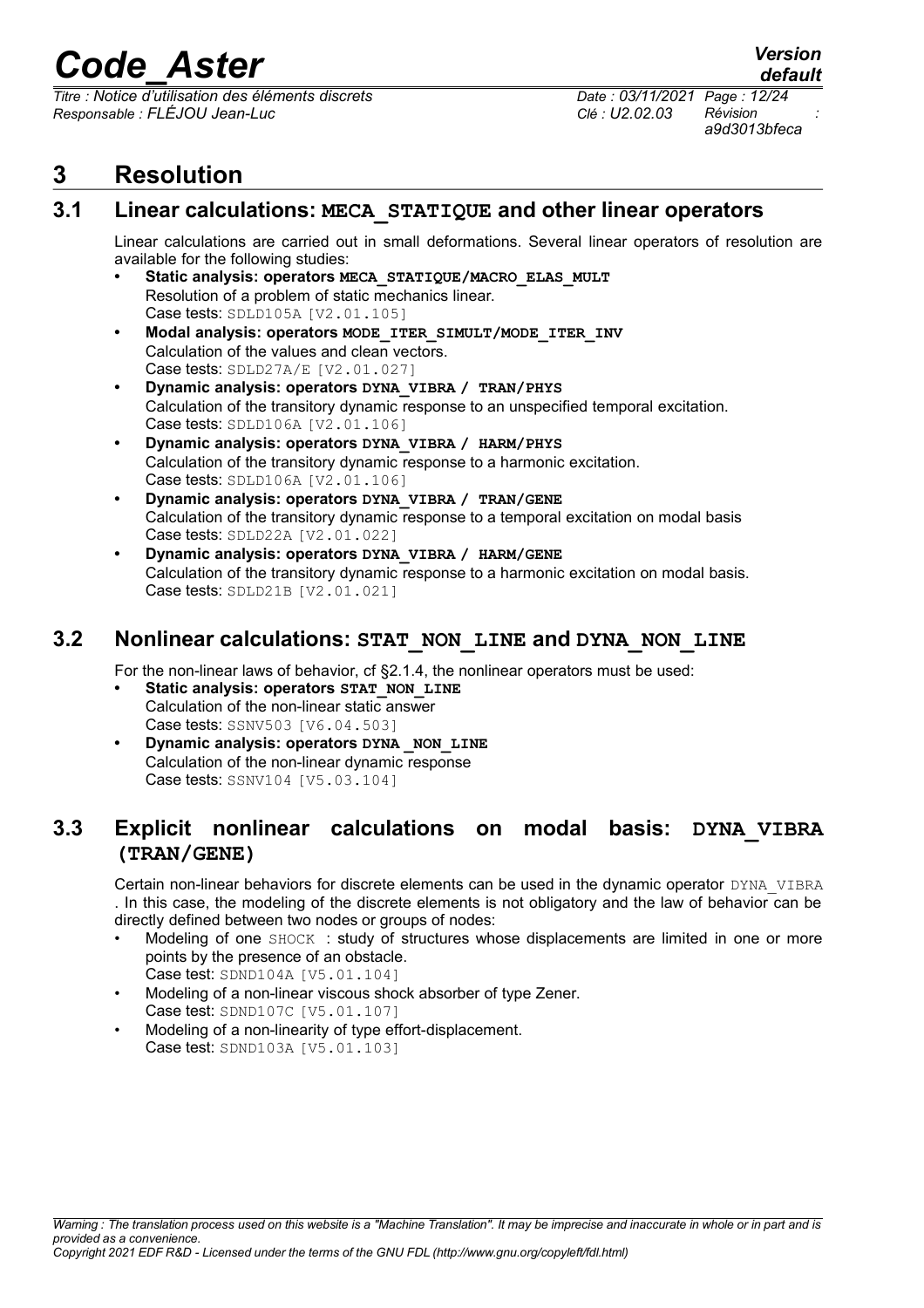# 3 Resolution

## 3.1 Linear calculations: MECA_STATIQUE and other linear operators

Linear calculations are carried out in small deformations. Several linear operators of resolution are available for the following studies:

- **Static analysis: operators MECA_STATIQUE/MACRO_ELAS_MULT**
  Resolution of a problem of static mechanics linear.
  Case tests: SDLD105A [V2.01.105]
- **Modal analysis: operators MODE_ITER_SIMULT/MODE_ITER_INV**
  Calculation of the values and clean vectors.
  Case tests: SDLD27A/E [V2.01.027]
- **Dynamic analysis: operators DYNA_VIBRA / TRAN/PHYS**
  Calculation of the transitory dynamic response to an unspecified temporal excitation.
  Case tests: SDLD106A [V2.01.106]
- **Dynamic analysis: operators DYNA_VIBRA / HARM/PHYS**
  Calculation of the transitory dynamic response to a harmonic excitation.
  Case tests: SDLD106A [V2.01.106]
- **Dynamic analysis: operators DYNA_VIBRA / TRAN/GENE**
  Calculation of the transitory dynamic response to a temporal excitation on modal basis
  Case tests: SDLD22A [V2.01.022]
- **Dynamic analysis: operators DYNA_VIBRA / HARM/GENE**
  Calculation of the transitory dynamic response to a harmonic excitation on modal basis.
  Case tests: SDLD21B [V2.01.021]

## 3.2 Nonlinear calculations: STAT_NON_LINE and DYNA_NON_LINE

For the non-linear laws of behavior, cf §2.1.4, the nonlinear operators must be used:

- **Static analysis: operators STAT_NON_LINE**
  Calculation of the non-linear static answer
  Case tests: SSNV503 [V6.04.503]
- **Dynamic analysis: operators DYNA _NON_LINE**
  Calculation of the non-linear dynamic response
  Case tests: SSNV104 [V5.03.104]

## 3.3 Explicit nonlinear calculations on modal basis: DYNA_VIBRA (TRAN/GENE)

Certain non-linear behaviors for discrete elements can be used in the dynamic operator DYNA_VIBRA . In this case, the modeling of the discrete elements is not obligatory and the law of behavior can be directly defined between two nodes or groups of nodes:

- Modeling of one SHOCK : study of structures whose displacements are limited in one or more points by the presence of an obstacle.
  Case test: SDND104A [V5.01.104]
- Modeling of a non-linear viscous shock absorber of type Zener.
  Case test: SDND107C [V5.01.107]
- Modeling of a non-linearity of type effort-displacement.
  Case test: SDND103A [V5.01.103]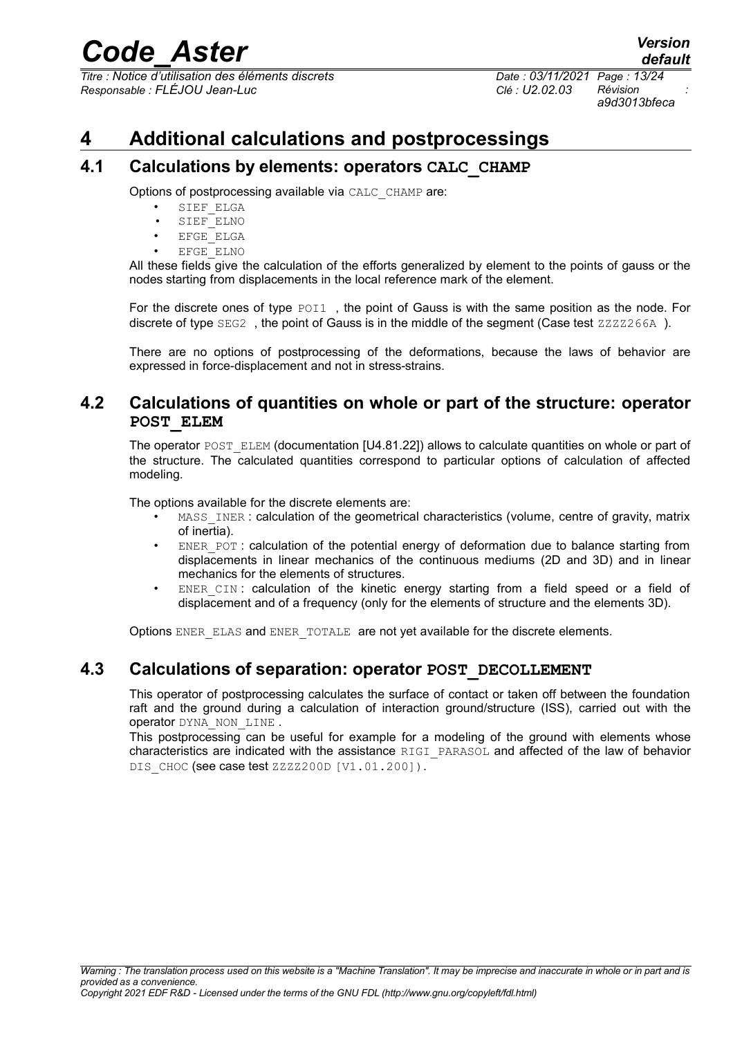# 4 Additional calculations and postprocessings

## 4.1 Calculations by elements: operators CALC_CHAMP

Options of postprocessing available via CALC_CHAMP are:

- SIEF_ELGA
- SIEF_ELNO
- EFGE_ELGA
- EFGE_ELNO

All these fields give the calculation of the efforts generalized by element to the points of gauss or the nodes starting from displacements in the local reference mark of the element.

For the discrete ones of type POI1 , the point of Gauss is with the same position as the node. For discrete of type SEG2 , the point of Gauss is in the middle of the segment (Case test ZZZZ266A ).

There are no options of postprocessing of the deformations, because the laws of behavior are expressed in force-displacement and not in stress-strains.

## 4.2 Calculations of quantities on whole or part of the structure: operator POST_ELEM

The operator POST_ELEM (documentation [U4.81.22]) allows to calculate quantities on whole or part of the structure. The calculated quantities correspond to particular options of calculation of affected modeling.

The options available for the discrete elements are:

- MASS_INER : calculation of the geometrical characteristics (volume, centre of gravity, matrix of inertia).
- ENER_POT : calculation of the potential energy of deformation due to balance starting from displacements in linear mechanics of the continuous mediums (2D and 3D) and in linear mechanics for the elements of structures.
- ENER_CIN : calculation of the kinetic energy starting from a field speed or a field of displacement and of a frequency (only for the elements of structure and the elements 3D).

Options ENER_ELAS and ENER_TOTALE are not yet available for the discrete elements.

## 4.3 Calculations of separation: operator POST_DECOLLEMENT

This operator of postprocessing calculates the surface of contact or taken off between the foundation raft and the ground during a calculation of interaction ground/structure (ISS), carried out with the operator DYNA_NON_LINE .

This postprocessing can be useful for example for a modeling of the ground with elements whose characteristics are indicated with the assistance RIGI_PARASOL and affected of the law of behavior DIS_CHOC (see case test ZZZZ200D [V1.01.200]).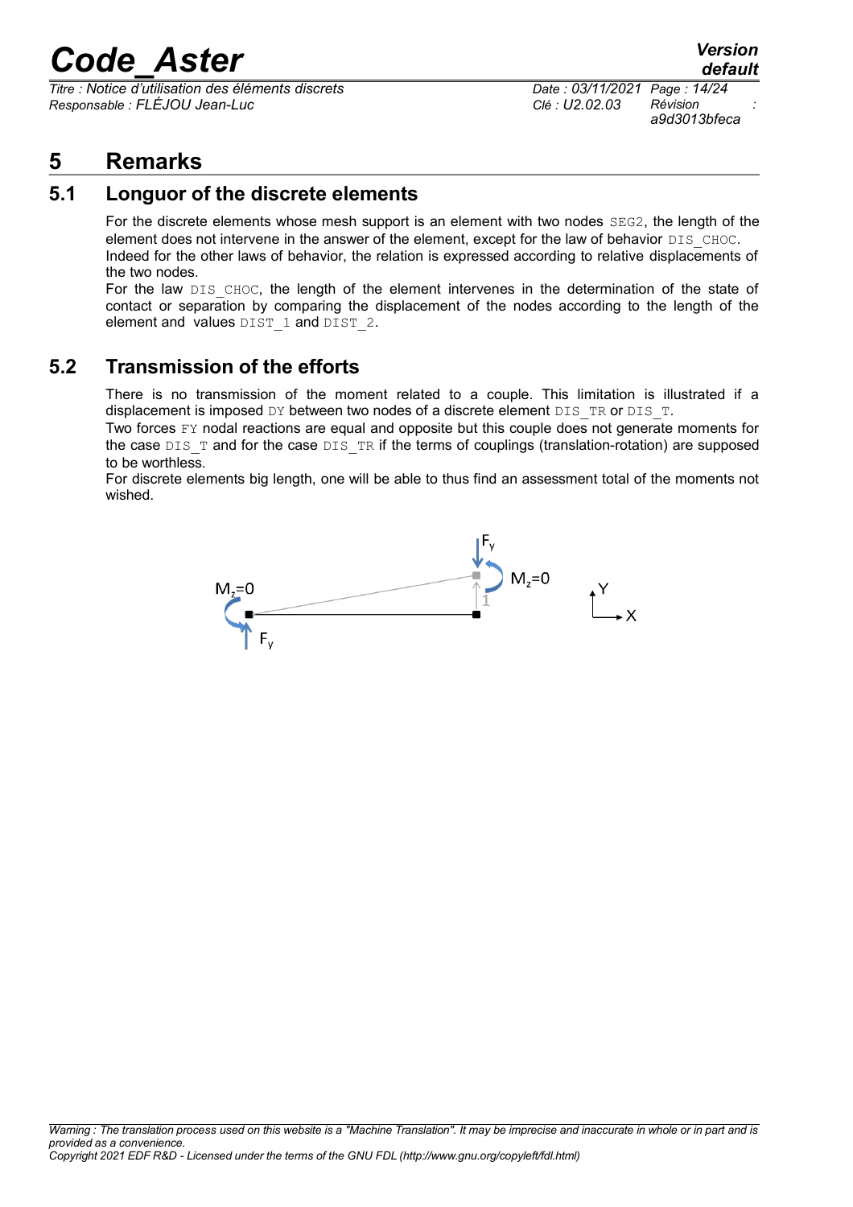# 5 Remarks

## 5.1 Longuor of the discrete elements

For the discrete elements whose mesh support is an element with two nodes SEG2, the length of the element does not intervene in the answer of the element, except for the law of behavior DIS_CHOC. Indeed for the other laws of behavior, the relation is expressed according to relative displacements of the two nodes.

For the law DIS_CHOC, the length of the element intervenes in the determination of the state of contact or separation by comparing the displacement of the nodes according to the length of the element and values DIST_1 and DIST_2.

## 5.2 Transmission of the efforts

There is no transmission of the moment related to a couple. This limitation is illustrated if a displacement is imposed DY between two nodes of a discrete element DIS_TR or DIS_T.

Two forces FY nodal reactions are equal and opposite but this couple does not generate moments for the case DIS_T and for the case DIS_TR if the terms of couplings (translation-rotation) are supposed to be worthless.

For discrete elements big length, one will be able to thus find an assessment total of the moments not wished.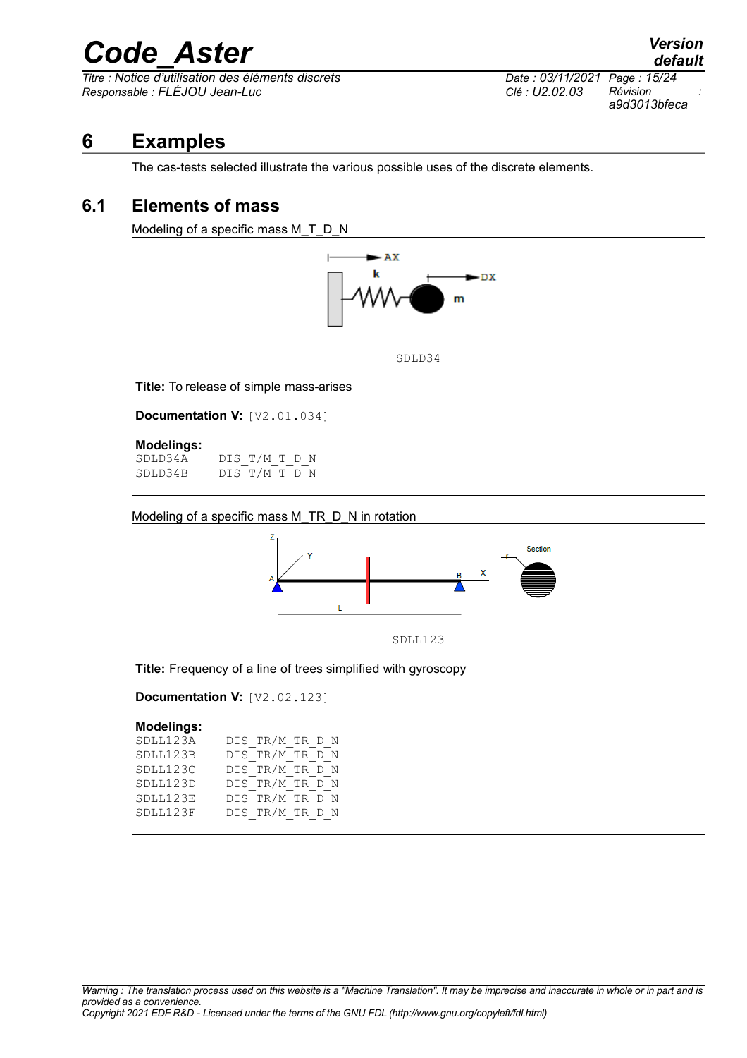# 6 Examples

The cas-tests selected illustrate the various possible uses of the discrete elements.

## 6.1 Elements of mass

Modeling of a specific mass M_T_D_N

SDLD34

**Title:** To release of simple mass-arises

**Documentation V:** [V2.01.034]

**Modelings:**

```
SDLD34A    DIS_T/M_T_D_N
SDLD34B    DIS_T/M_T_D_N
```

Modeling of a specific mass M_TR_D_N in rotation

SDLL123

**Title:** Frequency of a line of trees simplified with gyroscopy

**Documentation V:** [V2.02.123]

**Modelings:**

```
SDLL123A    DIS_TR/M_TR_D_N
SDLL123B    DIS_TR/M_TR_D_N
SDLL123C    DIS_TR/M_TR_D_N
SDLL123D    DIS_TR/M_TR_D_N
SDLL123E    DIS_TR/M_TR_D_N
SDLL123F    DIS_TR/M_TR_D_N
```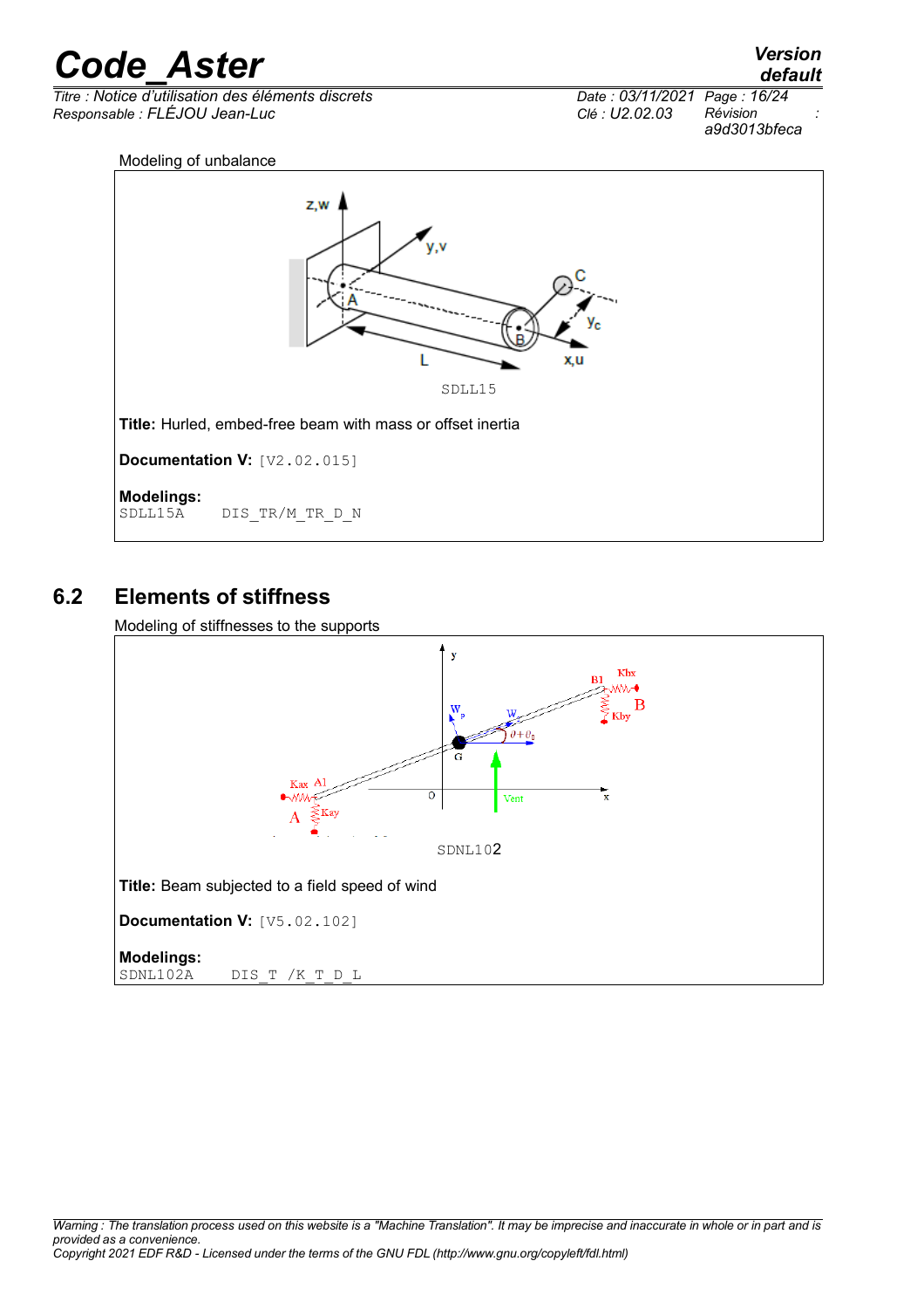Modeling of unbalance

SDLL15

**Title:** Hurled, embed-free beam with mass or offset inertia

**Documentation V:** [V2.02.015]

**Modelings:**
SDLL15A DIS_TR/M_TR_D_N

## 6.2 Elements of stiffness

Modeling of stiffnesses to the supports

SDNL102

**Title:** Beam subjected to a field speed of wind

**Documentation V:** [V5.02.102]

**Modelings:**
SDNL102A DIS_T /K_T_D_L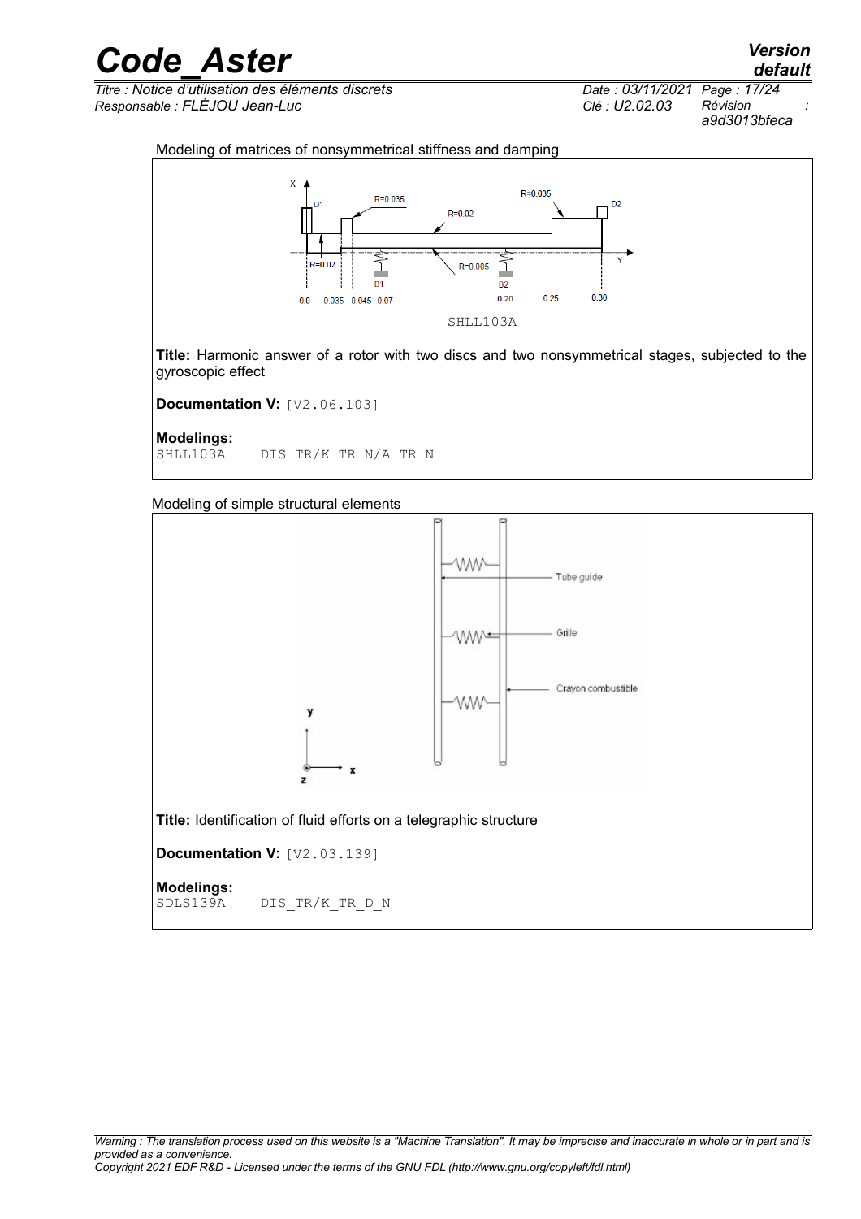Modeling of matrices of nonsymmetrical stiffness and damping

SHLL103A

**Title:** Harmonic answer of a rotor with two discs and two nonsymmetrical stages, subjected to the gyroscopic effect

**Documentation V:** [V2.06.103]

**Modelings:**

```
SHLL103A     DIS_TR/K_TR_N/A_TR_N
```

Modeling of simple structural elements

**Title:** Identification of fluid efforts on a telegraphic structure

**Documentation V:** [V2.03.139]

**Modelings:**

```
SDLS139A     DIS_TR/K_TR_D_N
```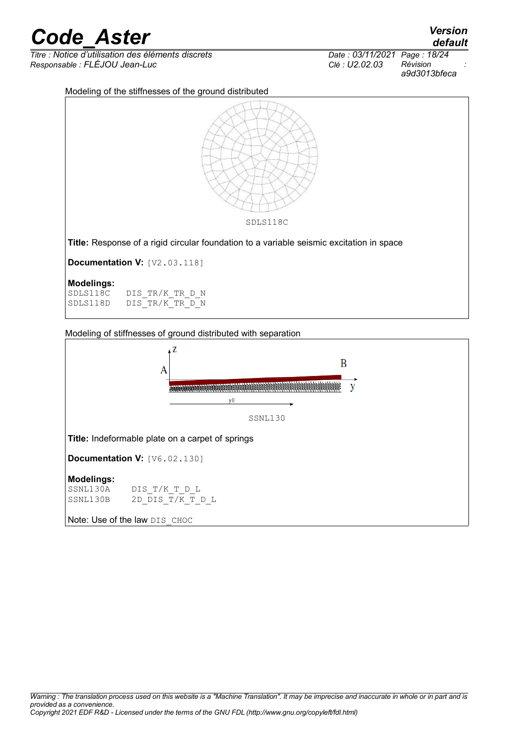Modeling of the stiffnesses of the ground distributed

SDLS118C

**Title:** Response of a rigid circular foundation to a variable seismic excitation in space

**Documentation V:** [V2.03.118]

**Modelings:**

```
SDLS118C    DIS_TR/K_TR_D_N
SDLS118D    DIS_TR/K_TR_D_N
```

Modeling of stiffnesses of ground distributed with separation

SSNL130

**Title:** Indeformable plate on a carpet of springs

**Documentation V:** [V6.02.130]

**Modelings:**

```
SSNL130A    DIS_T/K_T_D_L
SSNL130B    2D_DIS_T/K_T_D_L
```

Note: Use of the law DIS_CHOC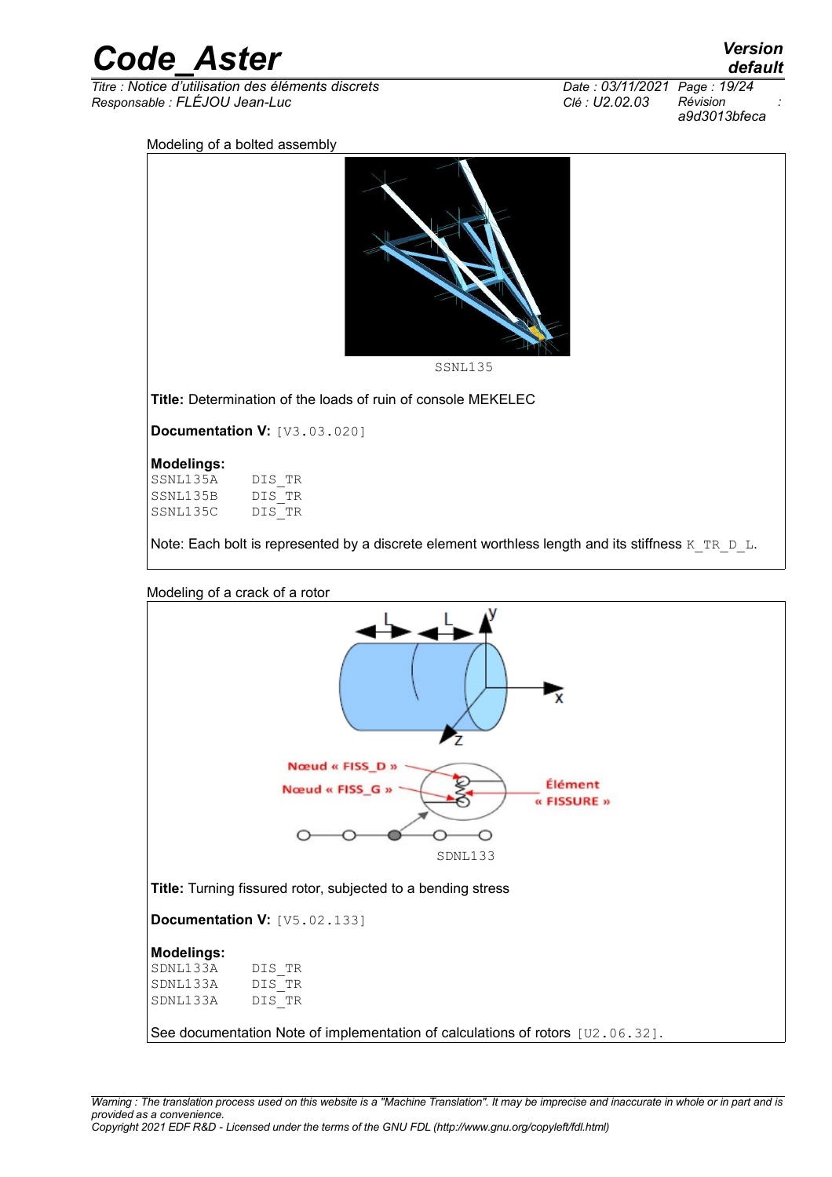Modeling of a bolted assembly

SSNL135

**Title:** Determination of the loads of ruin of console MEKELEC

**Documentation V:** [V3.03.020]

**Modelings:**

```
SSNL135A    DIS_TR
SSNL135B    DIS_TR
SSNL135C    DIS_TR
```

Note: Each bolt is represented by a discrete element worthless length and its stiffness K_TR_D_L.

Modeling of a crack of a rotor

Nœud « FISS_D »

Nœud « FISS_G »

Élément « FISSURE »

SDNL133

**Title:** Turning fissured rotor, subjected to a bending stress

**Documentation V:** [V5.02.133]

**Modelings:**

```
SDNL133A    DIS_TR
SDNL133A    DIS_TR
SDNL133A    DIS_TR
```

See documentation Note of implementation of calculations of rotors [U2.06.32].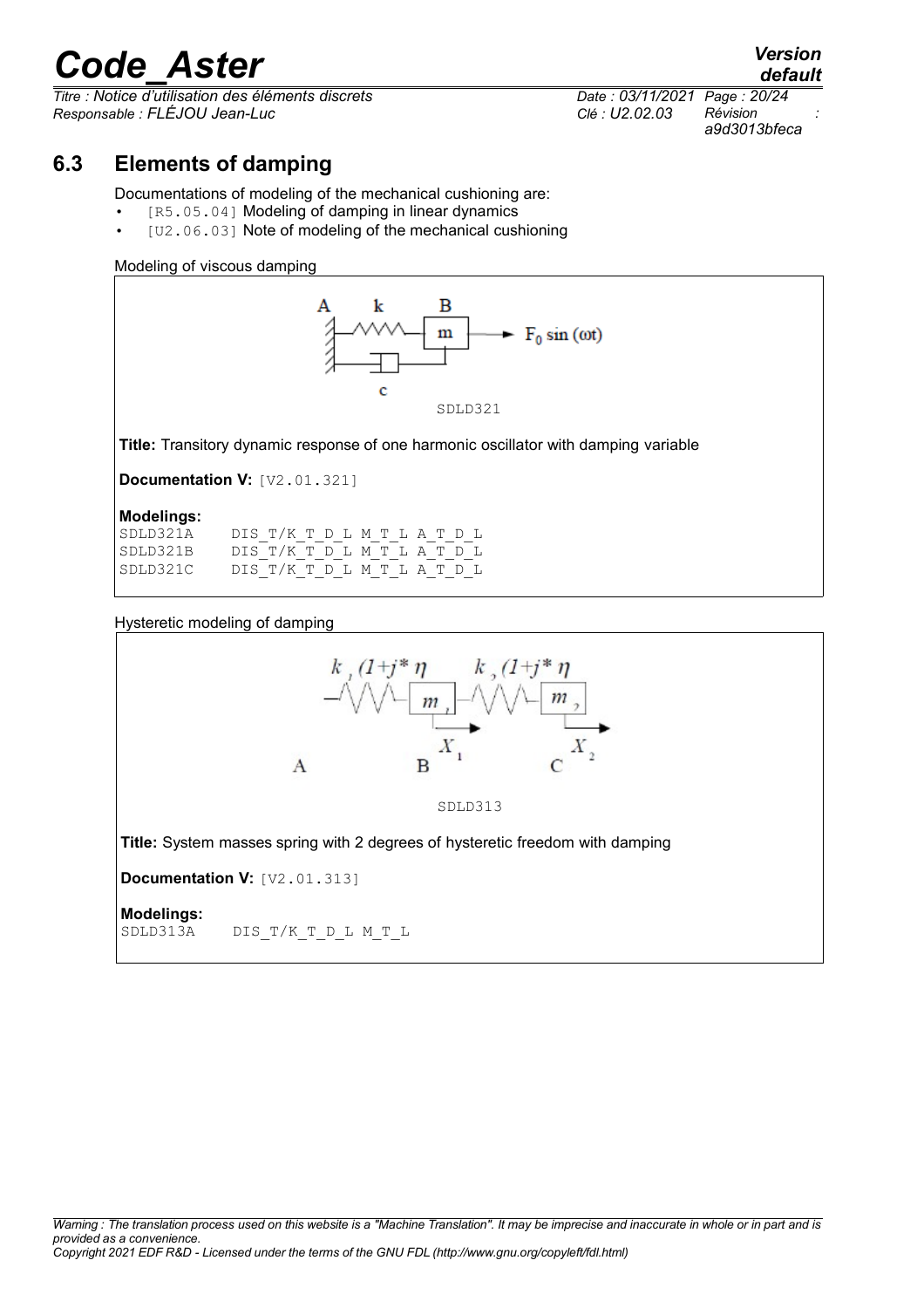## 6.3 Elements of damping

Documentations of modeling of the mechanical cushioning are:

- [R5.05.04] Modeling of damping in linear dynamics
- [U2.06.03] Note of modeling of the mechanical cushioning

Modeling of viscous damping

SDLD321

**Title:** Transitory dynamic response of one harmonic oscillator with damping variable

**Documentation V:** [V2.01.321]

**Modelings:**

```
SDLD321A    DIS_T/K_T_D_L M_T_L A_T_D_L
SDLD321B    DIS_T/K_T_D_L M_T_L A_T_D_L
SDLD321C    DIS_T/K_T_D_L M_T_L A_T_D_L
```

Hysteretic modeling of damping

SDLD313

**Title:** System masses spring with 2 degrees of hysteretic freedom with damping

**Documentation V:** [V2.01.313]

**Modelings:**

```
SDLD313A    DIS_T/K_T_D_L M_T_L
```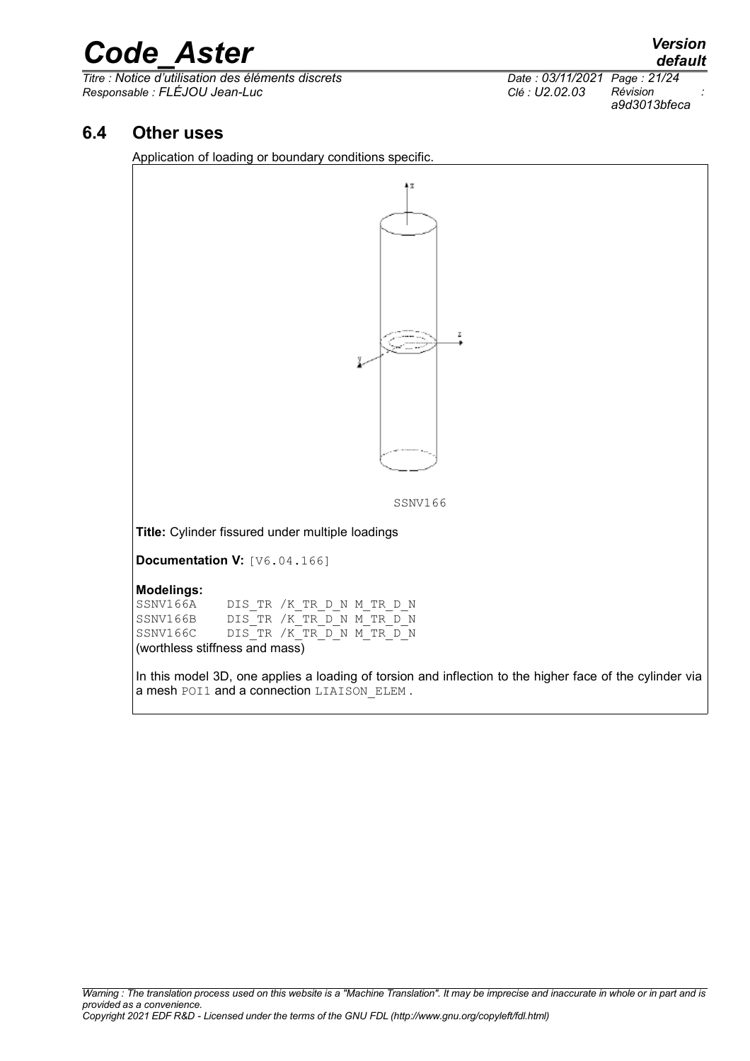## 6.4 Other uses

Application of loading or boundary conditions specific.

SSNV166

**Title:** Cylinder fissured under multiple loadings

**Documentation V:** [V6.04.166]

**Modelings:**

```
SSNV166A    DIS_TR /K_TR_D_N M_TR_D_N
SSNV166B    DIS_TR /K_TR_D_N M_TR_D_N
SSNV166C    DIS_TR /K_TR_D_N M_TR_D_N
```

(worthless stiffness and mass)

In this model 3D, one applies a loading of torsion and inflection to the higher face of the cylinder via a mesh POI1 and a connection LIAISON_ELEM .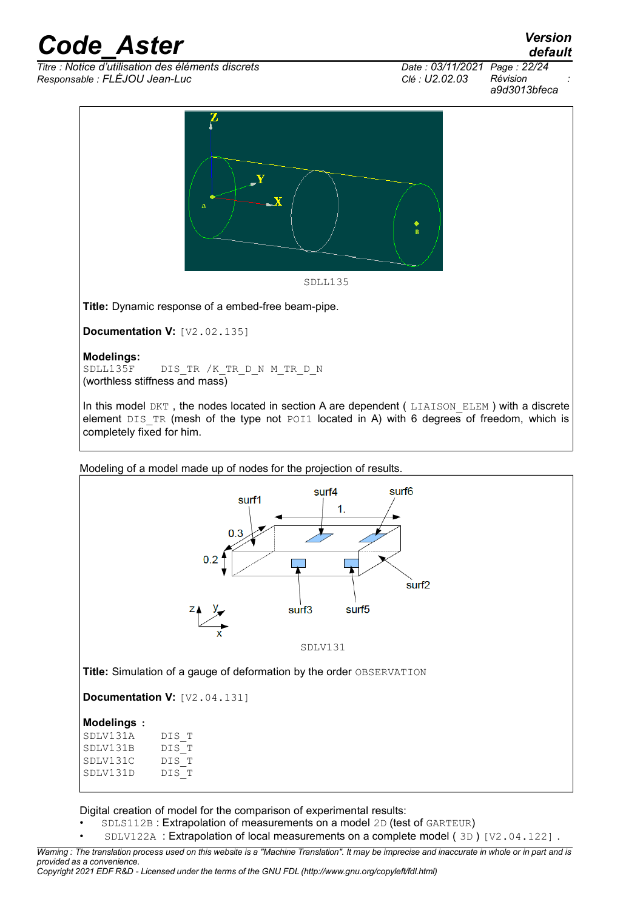SDLL135

**Title:** Dynamic response of a embed-free beam-pipe.

**Documentation V:** [V2.02.135]

**Modelings:**
SDLL135F     DIS_TR /K_TR_D_N M_TR_D_N
(worthless stiffness and mass)

In this model DKT , the nodes located in section A are dependent ( LIAISON_ELEM ) with a discrete element DIS_TR (mesh of the type not POI1 located in A) with 6 degrees of freedom, which is completely fixed for him.

Modeling of a model made up of nodes for the projection of results.

SDLV131

**Title:** Simulation of a gauge of deformation by the order OBSERVATION

**Documentation V:** [V2.04.131]

**Modelings :**
SDLV131A     DIS_T
SDLV131B     DIS_T
SDLV131C     DIS_T
SDLV131D     DIS_T

Digital creation of model for the comparison of experimental results:

- SDLS112B : Extrapolation of measurements on a model 2D (test of GARTEUR)
- SDLV122A : Extrapolation of local measurements on a complete model ( 3D ) [V2.04.122] .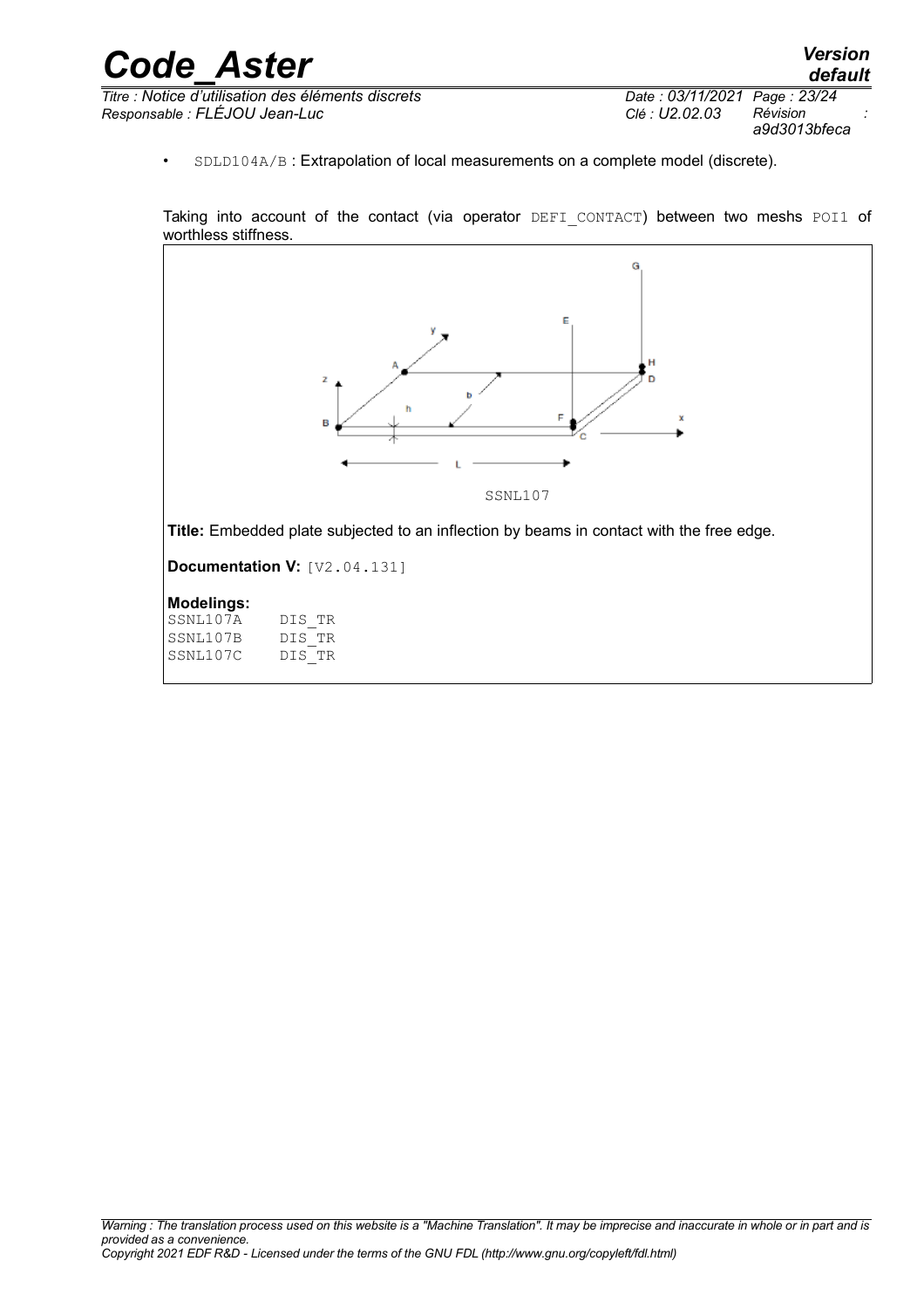- SDLD104A/B : Extrapolation of local measurements on a complete model (discrete).

Taking into account of the contact (via operator DEFI_CONTACT) between two meshs POI1 of worthless stiffness.

SSNL107

**Title:** Embedded plate subjected to an inflection by beams in contact with the free edge.

**Documentation V:** [V2.04.131]

**Modelings:**

```
SSNL107A    DIS_TR
SSNL107B    DIS_TR
SSNL107C    DIS_TR
```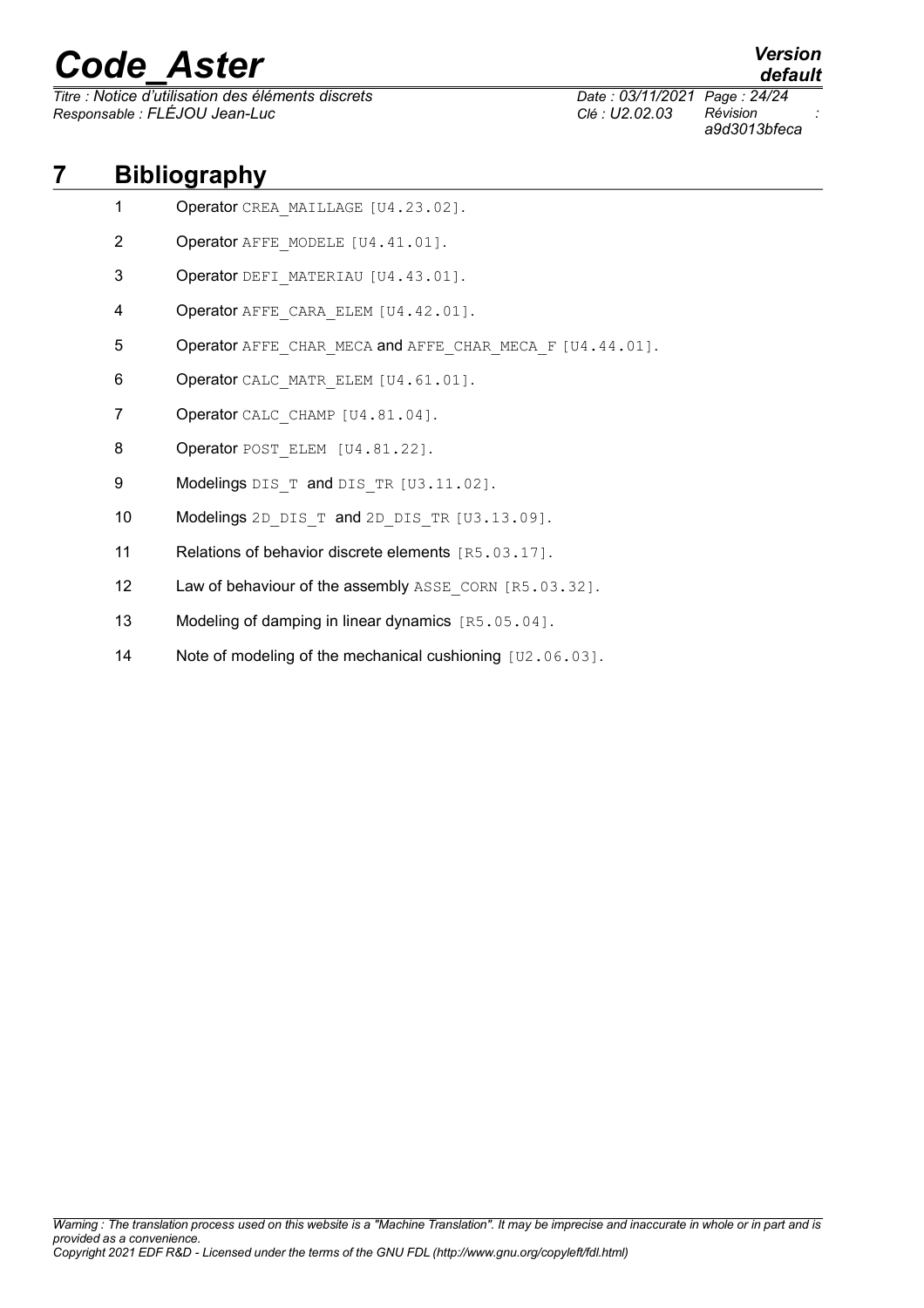# 7 Bibliography

1. Operator CREA_MAILLAGE [U4.23.02].
2. Operator AFFE_MODELE [U4.41.01].
3. Operator DEFI_MATERIAU [U4.43.01].
4. Operator AFFE_CARA_ELEM [U4.42.01].
5. Operator AFFE_CHAR_MECA and AFFE_CHAR_MECA_F [U4.44.01].
6. Operator CALC_MATR_ELEM [U4.61.01].
7. Operator CALC_CHAMP [U4.81.04].
8. Operator POST_ELEM [U4.81.22].
9. Modelings DIS_T and DIS_TR [U3.11.02].
10. Modelings 2D_DIS_T and 2D_DIS_TR [U3.13.09].
11. Relations of behavior discrete elements [R5.03.17].
12. Law of behaviour of the assembly ASSE_CORN [R5.03.32].
13. Modeling of damping in linear dynamics [R5.05.04].
14. Note of modeling of the mechanical cushioning [U2.06.03].